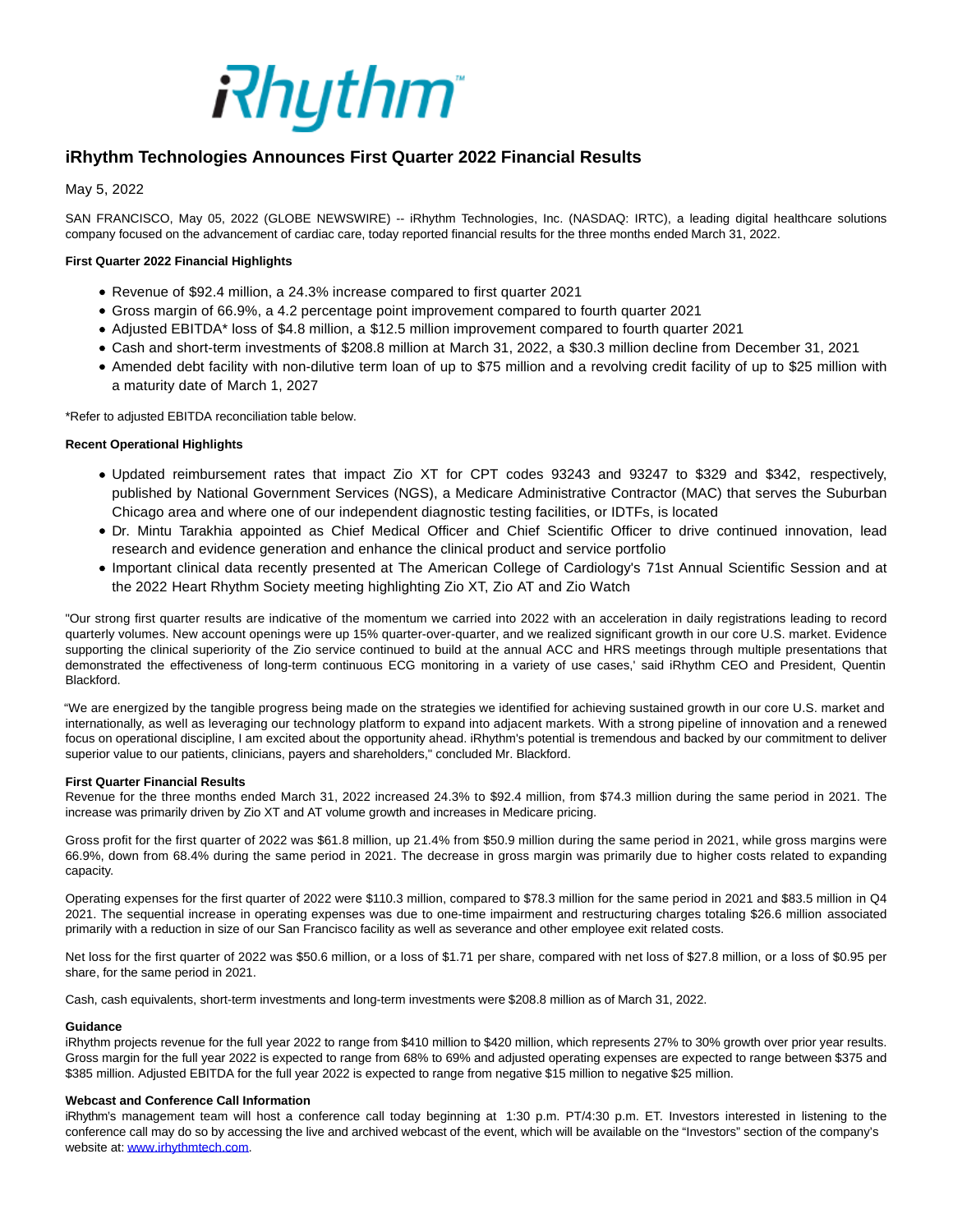iRhythm™

# iRhythm Technologies Announces First Quarter 2022 Financial Results

May 5, 2022

SAN FRANCISCO, May 05, 2022 (GLOBE NEWSWIRE) -- iRhythm Technologies, Inc. (NASDAQ: IRTC), a leading digital healthcare solutions company focused on the advancement of cardiac care, today reported financial results for the three months ended March 31, 2022.

**First Quarter 2022 Financial Highlights**

- Revenue of $92.4 million, a 24.3% increase compared to first quarter 2021
- Gross margin of 66.9%, a 4.2 percentage point improvement compared to fourth quarter 2021
- Adjusted EBITDA* loss of $4.8 million, a $12.5 million improvement compared to fourth quarter 2021
- Cash and short-term investments of $208.8 million at March 31, 2022, a $30.3 million decline from December 31, 2021
- Amended debt facility with non-dilutive term loan of up to $75 million and a revolving credit facility of up to $25 million with a maturity date of March 1, 2027

*Refer to adjusted EBITDA reconciliation table below.

**Recent Operational Highlights**

- Updated reimbursement rates that impact Zio XT for CPT codes 93243 and 93247 to $329 and $342, respectively, published by National Government Services (NGS), a Medicare Administrative Contractor (MAC) that serves the Suburban Chicago area and where one of our independent diagnostic testing facilities, or IDTFs, is located
- Dr. Mintu Tarakhia appointed as Chief Medical Officer and Chief Scientific Officer to drive continued innovation, lead research and evidence generation and enhance the clinical product and service portfolio
- Important clinical data recently presented at The American College of Cardiology's 71st Annual Scientific Session and at the 2022 Heart Rhythm Society meeting highlighting Zio XT, Zio AT and Zio Watch

"Our strong first quarter results are indicative of the momentum we carried into 2022 with an acceleration in daily registrations leading to record quarterly volumes. New account openings were up 15% quarter-over-quarter, and we realized significant growth in our core U.S. market. Evidence supporting the clinical superiority of the Zio service continued to build at the annual ACC and HRS meetings through multiple presentations that demonstrated the effectiveness of long-term continuous ECG monitoring in a variety of use cases,' said iRhythm CEO and President, Quentin Blackford.

"We are energized by the tangible progress being made on the strategies we identified for achieving sustained growth in our core U.S. market and internationally, as well as leveraging our technology platform to expand into adjacent markets. With a strong pipeline of innovation and a renewed focus on operational discipline, I am excited about the opportunity ahead. iRhythm's potential is tremendous and backed by our commitment to deliver superior value to our patients, clinicians, payers and shareholders," concluded Mr. Blackford.

**First Quarter Financial Results**

Revenue for the three months ended March 31, 2022 increased 24.3% to $92.4 million, from $74.3 million during the same period in 2021. The increase was primarily driven by Zio XT and AT volume growth and increases in Medicare pricing.

Gross profit for the first quarter of 2022 was $61.8 million, up 21.4% from $50.9 million during the same period in 2021, while gross margins were 66.9%, down from 68.4% during the same period in 2021. The decrease in gross margin was primarily due to higher costs related to expanding capacity.

Operating expenses for the first quarter of 2022 were $110.3 million, compared to $78.3 million for the same period in 2021 and $83.5 million in Q4 2021. The sequential increase in operating expenses was due to one-time impairment and restructuring charges totaling $26.6 million associated primarily with a reduction in size of our San Francisco facility as well as severance and other employee exit related costs.

Net loss for the first quarter of 2022 was $50.6 million, or a loss of $1.71 per share, compared with net loss of $27.8 million, or a loss of $0.95 per share, for the same period in 2021.

Cash, cash equivalents, short-term investments and long-term investments were $208.8 million as of March 31, 2022.

**Guidance**

iRhythm projects revenue for the full year 2022 to range from $410 million to $420 million, which represents 27% to 30% growth over prior year results. Gross margin for the full year 2022 is expected to range from 68% to 69% and adjusted operating expenses are expected to range between $375 and $385 million. Adjusted EBITDA for the full year 2022 is expected to range from negative $15 million to negative $25 million.

**Webcast and Conference Call Information**

iRhythm's management team will host a conference call today beginning at 1:30 p.m. PT/4:30 p.m. ET. Investors interested in listening to the conference call may do so by accessing the live and archived webcast of the event, which will be available on the "Investors" section of the company's website at: www.irhythmtech.com.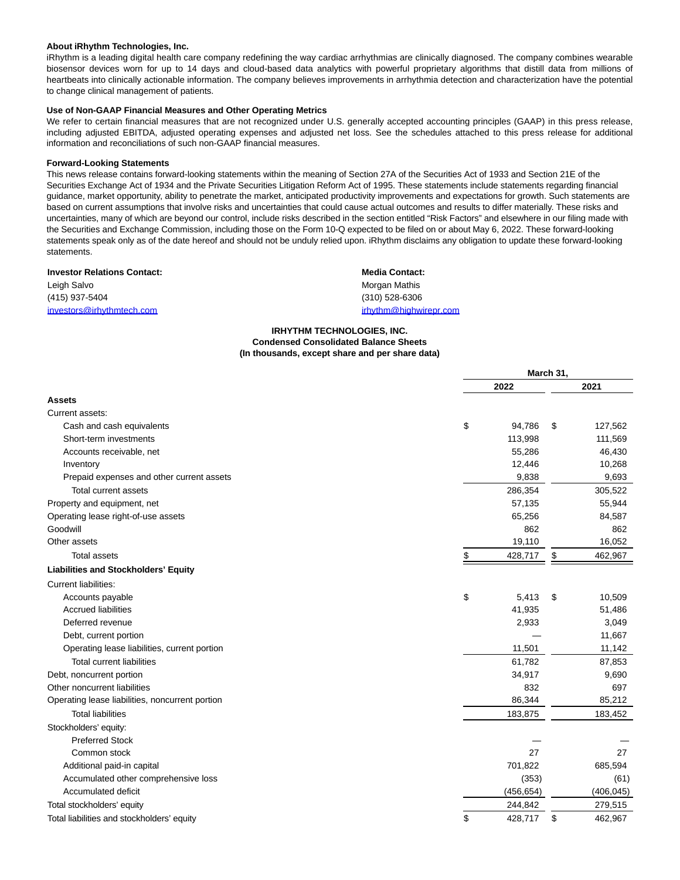**About iRhythm Technologies, Inc.**

iRhythm is a leading digital health care company redefining the way cardiac arrhythmias are clinically diagnosed. The company combines wearable biosensor devices worn for up to 14 days and cloud-based data analytics with powerful proprietary algorithms that distill data from millions of heartbeats into clinically actionable information. The company believes improvements in arrhythmia detection and characterization have the potential to change clinical management of patients.

**Use of Non-GAAP Financial Measures and Other Operating Metrics**

We refer to certain financial measures that are not recognized under U.S. generally accepted accounting principles (GAAP) in this press release, including adjusted EBITDA, adjusted operating expenses and adjusted net loss. See the schedules attached to this press release for additional information and reconciliations of such non-GAAP financial measures.

**Forward-Looking Statements**

This news release contains forward-looking statements within the meaning of Section 27A of the Securities Act of 1933 and Section 21E of the Securities Exchange Act of 1934 and the Private Securities Litigation Reform Act of 1995. These statements include statements regarding financial guidance, market opportunity, ability to penetrate the market, anticipated productivity improvements and expectations for growth. Such statements are based on current assumptions that involve risks and uncertainties that could cause actual outcomes and results to differ materially. These risks and uncertainties, many of which are beyond our control, include risks described in the section entitled "Risk Factors" and elsewhere in our filing made with the Securities and Exchange Commission, including those on the Form 10-Q expected to be filed on or about May 6, 2022. These forward-looking statements speak only as of the date hereof and should not be unduly relied upon. iRhythm disclaims any obligation to update these forward-looking statements.

**Investor Relations Contact:**
Leigh Salvo
(415) 937-5404
investors@irhythmtech.com

**Media Contact:**
Morgan Mathis
(310) 528-6306
irhythm@highwirepr.com

**IRHYTHM TECHNOLOGIES, INC.**
**Condensed Consolidated Balance Sheets**
**(In thousands, except share and per share data)**

| | March 31, 2022 | March 31, 2021 |
|---|---|---|
| **Assets** | | |
| Current assets: | | |
| Cash and cash equivalents | $ 94,786 | $ 127,562 |
| Short-term investments | 113,998 | 111,569 |
| Accounts receivable, net | 55,286 | 46,430 |
| Inventory | 12,446 | 10,268 |
| Prepaid expenses and other current assets | 9,838 | 9,693 |
| Total current assets | 286,354 | 305,522 |
| Property and equipment, net | 57,135 | 55,944 |
| Operating lease right-of-use assets | 65,256 | 84,587 |
| Goodwill | 862 | 862 |
| Other assets | 19,110 | 16,052 |
| Total assets | $ 428,717 | $ 462,967 |
| **Liabilities and Stockholders' Equity** | | |
| Current liabilities: | | |
| Accounts payable | $ 5,413 | $ 10,509 |
| Accrued liabilities | 41,935 | 51,486 |
| Deferred revenue | 2,933 | 3,049 |
| Debt, current portion | — | 11,667 |
| Operating lease liabilities, current portion | 11,501 | 11,142 |
| Total current liabilities | 61,782 | 87,853 |
| Debt, noncurrent portion | 34,917 | 9,690 |
| Other noncurrent liabilities | 832 | 697 |
| Operating lease liabilities, noncurrent portion | 86,344 | 85,212 |
| Total liabilities | 183,875 | 183,452 |
| Stockholders' equity: | | |
| Preferred Stock | — | — |
| Common stock | 27 | 27 |
| Additional paid-in capital | 701,822 | 685,594 |
| Accumulated other comprehensive loss | (353) | (61) |
| Accumulated deficit | (456,654) | (406,045) |
| Total stockholders' equity | 244,842 | 279,515 |
| Total liabilities and stockholders' equity | $ 428,717 | $ 462,967 |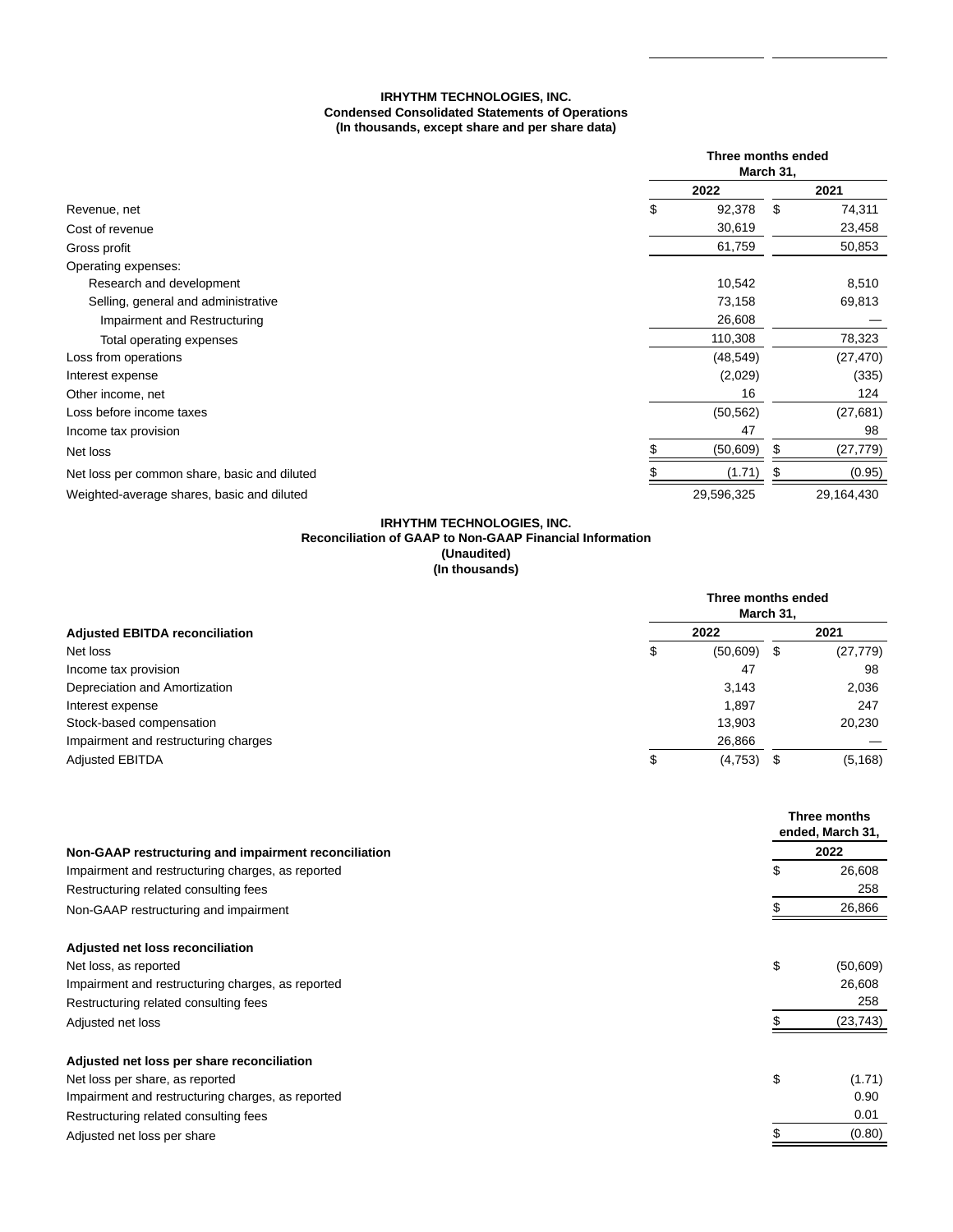**IRHYTHM TECHNOLOGIES, INC.**
**Condensed Consolidated Statements of Operations**
**(In thousands, except share and per share data)**

| | Three months ended March 31, | |
|---|---|---|
| | 2022 | 2021 |
| Revenue, net | $ 92,378 | $ 74,311 |
| Cost of revenue | 30,619 | 23,458 |
| Gross profit | 61,759 | 50,853 |
| Operating expenses: | | |
| Research and development | 10,542 | 8,510 |
| Selling, general and administrative | 73,158 | 69,813 |
| Impairment and Restructuring | 26,608 | — |
| Total operating expenses | 110,308 | 78,323 |
| Loss from operations | (48,549) | (27,470) |
| Interest expense | (2,029) | (335) |
| Other income, net | 16 | 124 |
| Loss before income taxes | (50,562) | (27,681) |
| Income tax provision | 47 | 98 |
| Net loss | $ (50,609) | $ (27,779) |
| Net loss per common share, basic and diluted | $ (1.71) | $ (0.95) |
| Weighted-average shares, basic and diluted | 29,596,325 | 29,164,430 |

**IRHYTHM TECHNOLOGIES, INC.**
**Reconciliation of GAAP to Non-GAAP Financial Information**
**(Unaudited)**
**(In thousands)**

| | Three months ended March 31, | |
|---|---|---|
| **Adjusted EBITDA reconciliation** | 2022 | 2021 |
| Net loss | $ (50,609) | $ (27,779) |
| Income tax provision | 47 | 98 |
| Depreciation and Amortization | 3,143 | 2,036 |
| Interest expense | 1,897 | 247 |
| Stock-based compensation | 13,903 | 20,230 |
| Impairment and restructuring charges | 26,866 | — |
| Adjusted EBITDA | $ (4,753) | $ (5,168) |

| | Three months ended, March 31, |
|---|---|
| **Non-GAAP restructuring and impairment reconciliation** | 2022 |
| Impairment and restructuring charges, as reported | $ 26,608 |
| Restructuring related consulting fees | 258 |
| Non-GAAP restructuring and impairment | $ 26,866 |
| | |
| **Adjusted net loss reconciliation** | |
| Net loss, as reported | $ (50,609) |
| Impairment and restructuring charges, as reported | 26,608 |
| Restructuring related consulting fees | 258 |
| Adjusted net loss | $ (23,743) |
| | |
| **Adjusted net loss per share reconciliation** | |
| Net loss per share, as reported | $ (1.71) |
| Impairment and restructuring charges, as reported | 0.90 |
| Restructuring related consulting fees | 0.01 |
| Adjusted net loss per share | $ (0.80) |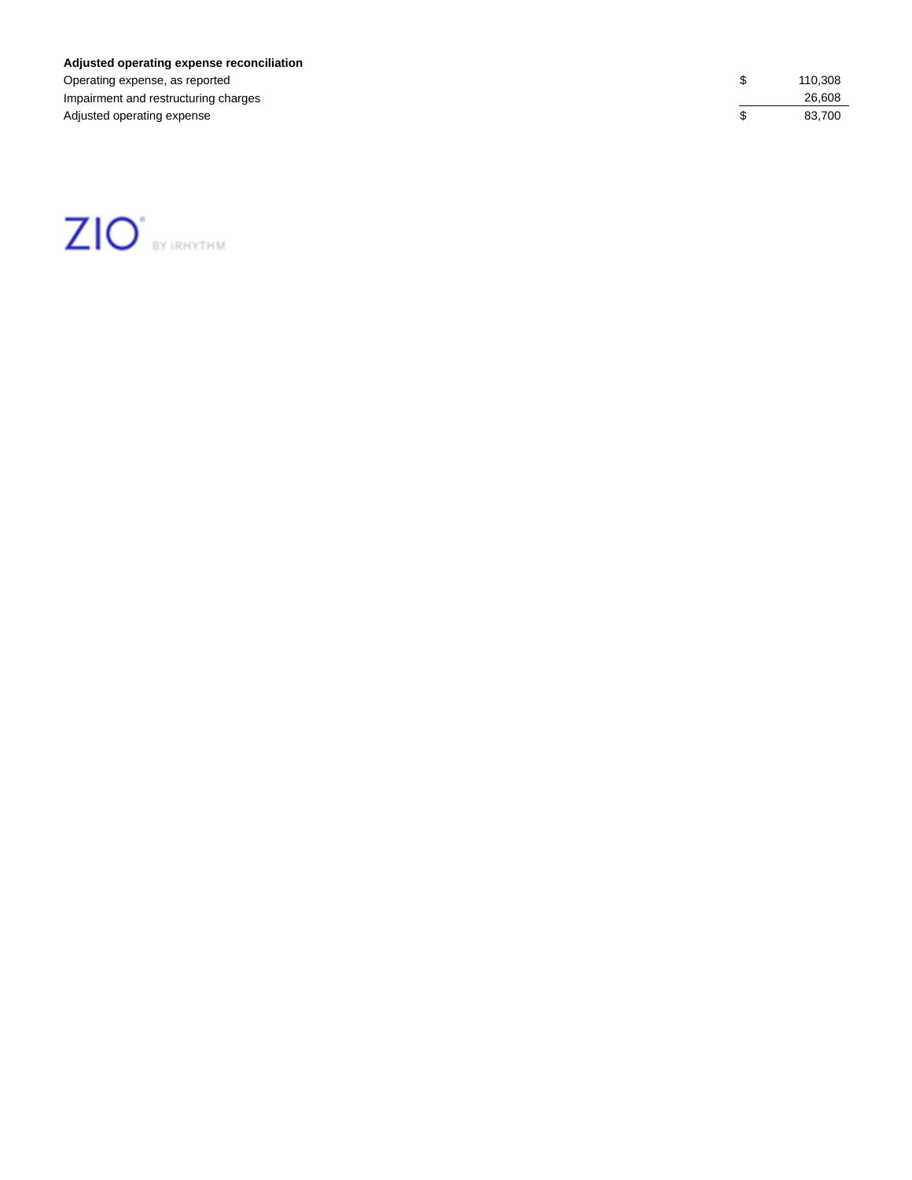| | | |
|---|---|---|
| **Adjusted operating expense reconciliation** | | |
| Operating expense, as reported | $ | 110,308 |
| Impairment and restructuring charges | | 26,608 |
| Adjusted operating expense | $ | 83,700 |

ZIO® BY iRHYTHM